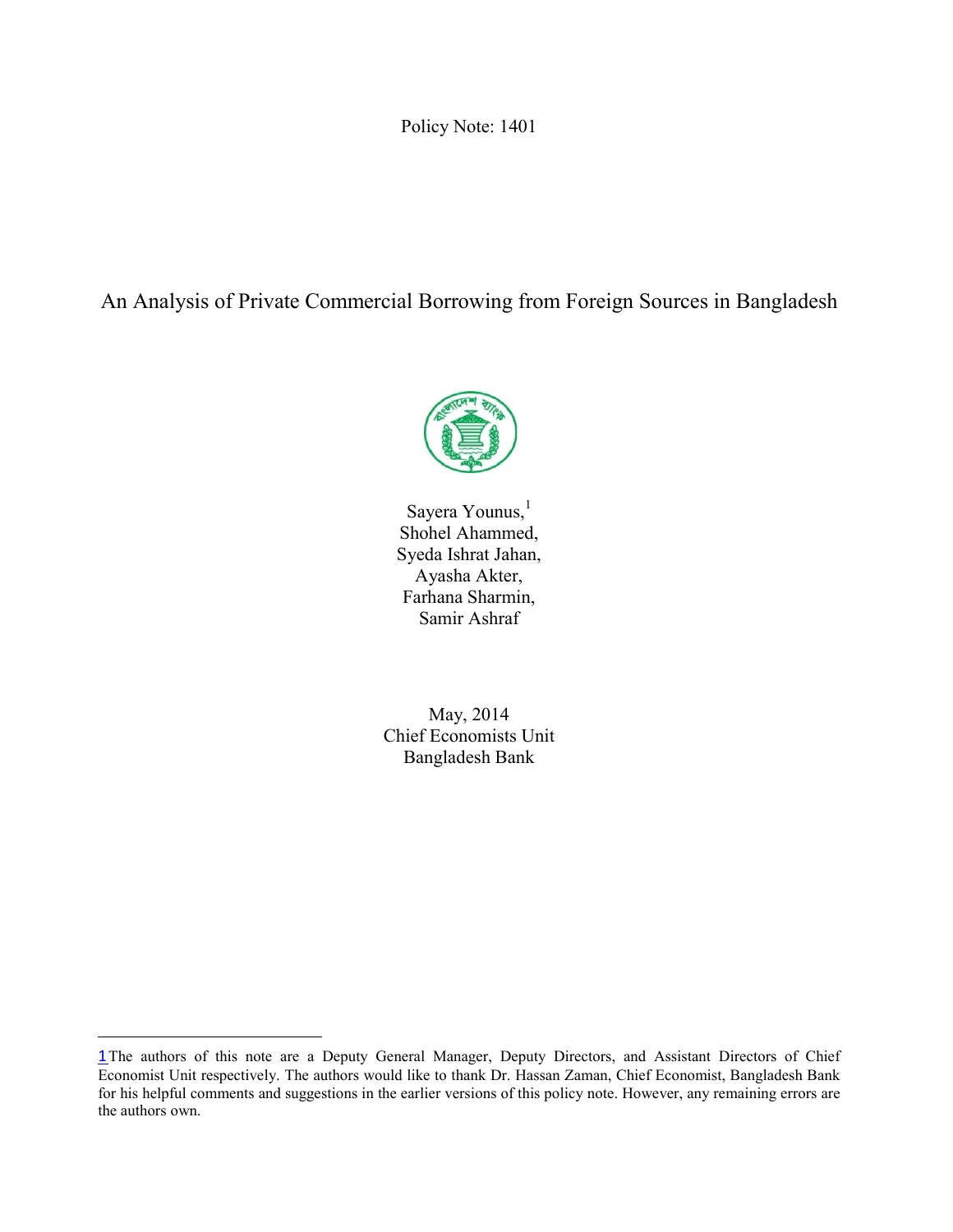Policy Note: 1401

# An Analysis of Private Commercial Borrowing from Foreign Sources in Bangladesh

Sayera Younus,[1]
Shohel Ahammed,
Syeda Ishrat Jahan,
Ayasha Akter,
Farhana Sharmin,
Samir Ashraf

May, 2014
Chief Economists Unit
Bangladesh Bank

---

[1] The authors of this note are a Deputy General Manager, Deputy Directors, and Assistant Directors of Chief Economist Unit respectively. The authors would like to thank Dr. Hassan Zaman, Chief Economist, Bangladesh Bank for his helpful comments and suggestions in the earlier versions of this policy note. However, any remaining errors are the authors own.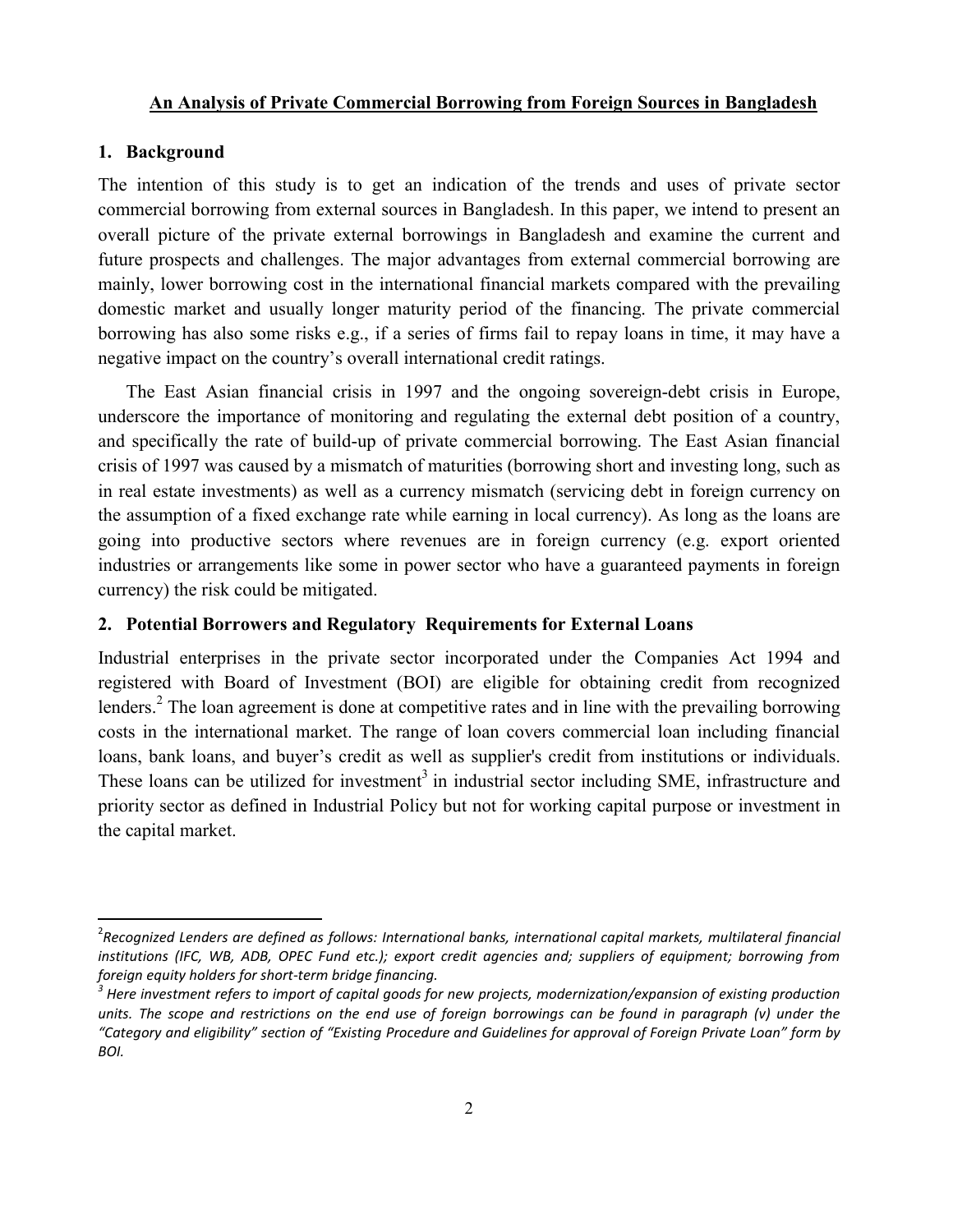**An Analysis of Private Commercial Borrowing from Foreign Sources in Bangladesh**

## 1. Background

The intention of this study is to get an indication of the trends and uses of private sector commercial borrowing from external sources in Bangladesh. In this paper, we intend to present an overall picture of the private external borrowings in Bangladesh and examine the current and future prospects and challenges. The major advantages from external commercial borrowing are mainly, lower borrowing cost in the international financial markets compared with the prevailing domestic market and usually longer maturity period of the financing. The private commercial borrowing has also some risks e.g., if a series of firms fail to repay loans in time, it may have a negative impact on the country's overall international credit ratings.

The East Asian financial crisis in 1997 and the ongoing sovereign-debt crisis in Europe, underscore the importance of monitoring and regulating the external debt position of a country, and specifically the rate of build-up of private commercial borrowing. The East Asian financial crisis of 1997 was caused by a mismatch of maturities (borrowing short and investing long, such as in real estate investments) as well as a currency mismatch (servicing debt in foreign currency on the assumption of a fixed exchange rate while earning in local currency). As long as the loans are going into productive sectors where revenues are in foreign currency (e.g. export oriented industries or arrangements like some in power sector who have a guaranteed payments in foreign currency) the risk could be mitigated.

## 2. Potential Borrowers and Regulatory Requirements for External Loans

Industrial enterprises in the private sector incorporated under the Companies Act 1994 and registered with Board of Investment (BOI) are eligible for obtaining credit from recognized lenders.[2] The loan agreement is done at competitive rates and in line with the prevailing borrowing costs in the international market. The range of loan covers commercial loan including financial loans, bank loans, and buyer's credit as well as supplier's credit from institutions or individuals. These loans can be utilized for investment[3] in industrial sector including SME, infrastructure and priority sector as defined in Industrial Policy but not for working capital purpose or investment in the capital market.

---

[2] *Recognized Lenders are defined as follows: International banks, international capital markets, multilateral financial institutions (IFC, WB, ADB, OPEC Fund etc.); export credit agencies and; suppliers of equipment; borrowing from foreign equity holders for short-term bridge financing.*

[3] *Here investment refers to import of capital goods for new projects, modernization/expansion of existing production units. The scope and restrictions on the end use of foreign borrowings can be found in paragraph (v) under the "Category and eligibility" section of "Existing Procedure and Guidelines for approval of Foreign Private Loan" form by BOI.*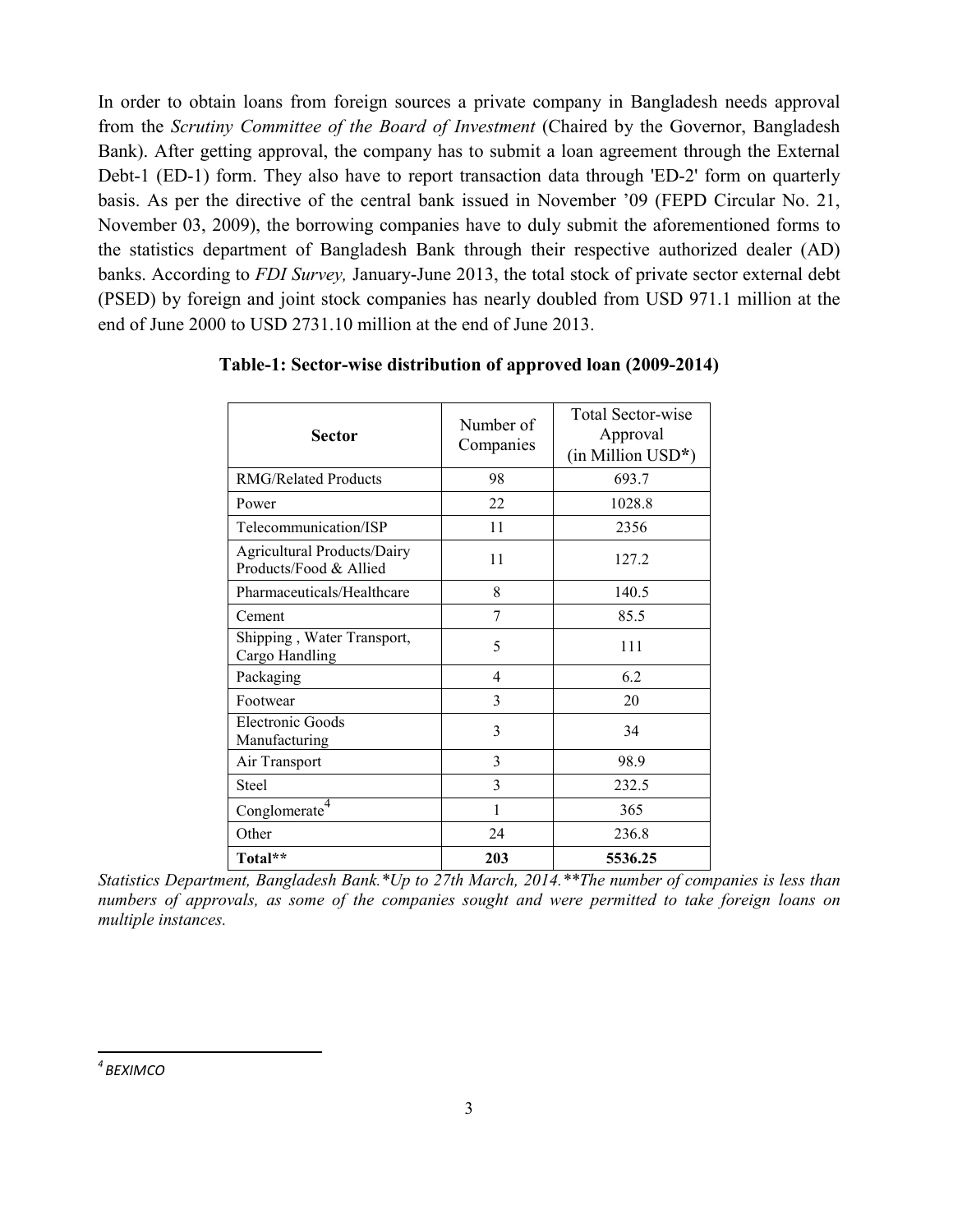In order to obtain loans from foreign sources a private company in Bangladesh needs approval from the *Scrutiny Committee of the Board of Investment* (Chaired by the Governor, Bangladesh Bank). After getting approval, the company has to submit a loan agreement through the External Debt-1 (ED-1) form. They also have to report transaction data through 'ED-2' form on quarterly basis. As per the directive of the central bank issued in November '09 (FEPD Circular No. 21, November 03, 2009), the borrowing companies have to duly submit the aforementioned forms to the statistics department of Bangladesh Bank through their respective authorized dealer (AD) banks. According to *FDI Survey,* January-June 2013, the total stock of private sector external debt (PSED) by foreign and joint stock companies has nearly doubled from USD 971.1 million at the end of June 2000 to USD 2731.10 million at the end of June 2013.

**Table-1: Sector-wise distribution of approved loan (2009-2014)**

| **Sector** | Number of Companies | Total Sector-wise Approval (in Million USD**\***) |
|---|---|---|
| RMG/Related Products | 98 | 693.7 |
| Power | 22 | 1028.8 |
| Telecommunication/ISP | 11 | 2356 |
| Agricultural Products/Dairy Products/Food & Allied | 11 | 127.2 |
| Pharmaceuticals/Healthcare | 8 | 140.5 |
| Cement | 7 | 85.5 |
| Shipping , Water Transport, Cargo Handling | 5 | 111 |
| Packaging | 4 | 6.2 |
| Footwear | 3 | 20 |
| Electronic Goods Manufacturing | 3 | 34 |
| Air Transport | 3 | 98.9 |
| Steel | 3 | 232.5 |
| Conglomerate[4] | 1 | 365 |
| Other | 24 | 236.8 |
| **Total\*\*** | **203** | **5536.25** |

*Statistics Department, Bangladesh Bank.\*Up to 27th March, 2014.\*\*The number of companies is less than numbers of approvals, as some of the companies sought and were permitted to take foreign loans on multiple instances.*

---

[4] *BEXIMCO*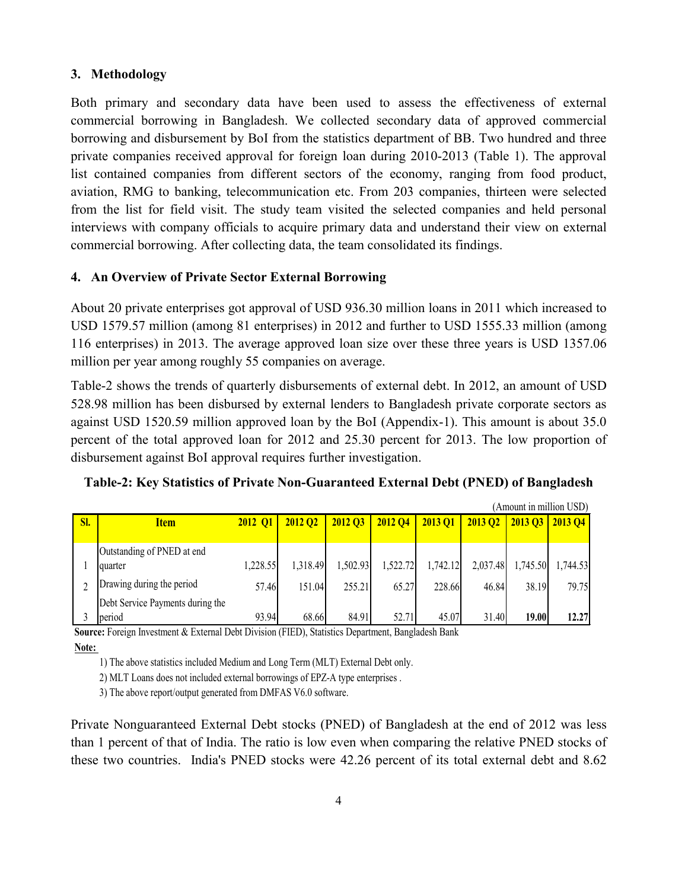## 3. Methodology

Both primary and secondary data have been used to assess the effectiveness of external commercial borrowing in Bangladesh. We collected secondary data of approved commercial borrowing and disbursement by BoI from the statistics department of BB. Two hundred and three private companies received approval for foreign loan during 2010-2013 (Table 1). The approval list contained companies from different sectors of the economy, ranging from food product, aviation, RMG to banking, telecommunication etc. From 203 companies, thirteen were selected from the list for field visit. The study team visited the selected companies and held personal interviews with company officials to acquire primary data and understand their view on external commercial borrowing. After collecting data, the team consolidated its findings.

## 4. An Overview of Private Sector External Borrowing

About 20 private enterprises got approval of USD 936.30 million loans in 2011 which increased to USD 1579.57 million (among 81 enterprises) in 2012 and further to USD 1555.33 million (among 116 enterprises) in 2013. The average approved loan size over these three years is USD 1357.06 million per year among roughly 55 companies on average.

Table-2 shows the trends of quarterly disbursements of external debt. In 2012, an amount of USD 528.98 million has been disbursed by external lenders to Bangladesh private corporate sectors as against USD 1520.59 million approved loan by the BoI (Appendix-1). This amount is about 35.0 percent of the total approved loan for 2012 and 25.30 percent for 2013. The low proportion of disbursement against BoI approval requires further investigation.

**Table-2: Key Statistics of Private Non-Guaranteed External Debt (PNED) of Bangladesh**

(Amount in million USD)

| Sl. | Item | 2012 Q1 | 2012 Q2 | 2012 Q3 | 2012 Q4 | 2013 Q1 | 2013 Q2 | 2013 Q3 | 2013 Q4 |
|---|---|---|---|---|---|---|---|---|---|
| 1 | Outstanding of PNED at end quarter | 1,228.55 | 1,318.49 | 1,502.93 | 1,522.72 | 1,742.12 | 2,037.48 | 1,745.50 | 1,744.53 |
| 2 | Drawing during the period | 57.46 | 151.04 | 255.21 | 65.27 | 228.66 | 46.84 | 38.19 | 79.75 |
| 3 | Debt Service Payments during the period | 93.94 | 68.66 | 84.91 | 52.71 | 45.07 | 31.40 | **19.00** | **12.27** |

**Source:** Foreign Investment & External Debt Division (FIED), Statistics Department, Bangladesh Bank

**Note:**

1) The above statistics included Medium and Long Term (MLT) External Debt only.

2) MLT Loans does not included external borrowings of EPZ-A type enterprises .

3) The above report/output generated from DMFAS V6.0 software.

Private Nonguaranteed External Debt stocks (PNED) of Bangladesh at the end of 2012 was less than 1 percent of that of India. The ratio is low even when comparing the relative PNED stocks of these two countries. India's PNED stocks were 42.26 percent of its total external debt and 8.62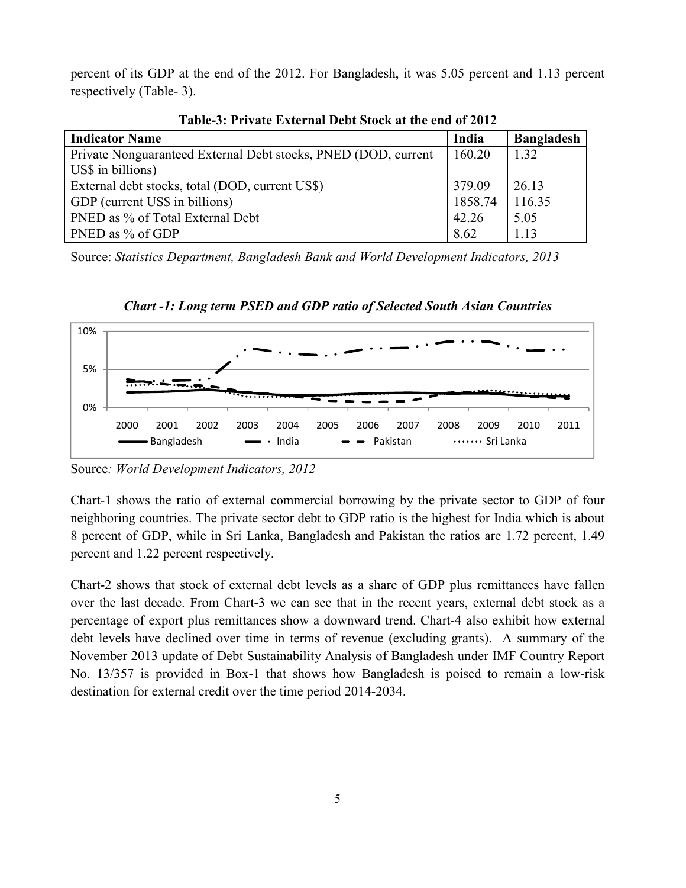percent of its GDP at the end of the 2012. For Bangladesh, it was 5.05 percent and 1.13 percent respectively (Table- 3).

**Table-3: Private External Debt Stock at the end of 2012**

| Indicator Name | India | Bangladesh |
|---|---|---|
| Private Nonguaranteed External Debt stocks, PNED (DOD, current US$ in billions) | 160.20 | 1.32 |
| External debt stocks, total (DOD, current US$) | 379.09 | 26.13 |
| GDP (current US$ in billions) | 1858.74 | 116.35 |
| PNED as % of Total External Debt | 42.26 | 5.05 |
| PNED as % of GDP | 8.62 | 1.13 |

Source: *Statistics Department, Bangladesh Bank and World Development Indicators, 2013*

***Chart -1: Long term PSED and GDP ratio of Selected South Asian Countries***

Source*: World Development Indicators, 2012*

Chart-1 shows the ratio of external commercial borrowing by the private sector to GDP of four neighboring countries. The private sector debt to GDP ratio is the highest for India which is about 8 percent of GDP, while in Sri Lanka, Bangladesh and Pakistan the ratios are 1.72 percent, 1.49 percent and 1.22 percent respectively.

Chart-2 shows that stock of external debt levels as a share of GDP plus remittances have fallen over the last decade. From Chart-3 we can see that in the recent years, external debt stock as a percentage of export plus remittances show a downward trend. Chart-4 also exhibit how external debt levels have declined over time in terms of revenue (excluding grants). A summary of the November 2013 update of Debt Sustainability Analysis of Bangladesh under IMF Country Report No. 13/357 is provided in Box-1 that shows how Bangladesh is poised to remain a low-risk destination for external credit over the time period 2014-2034.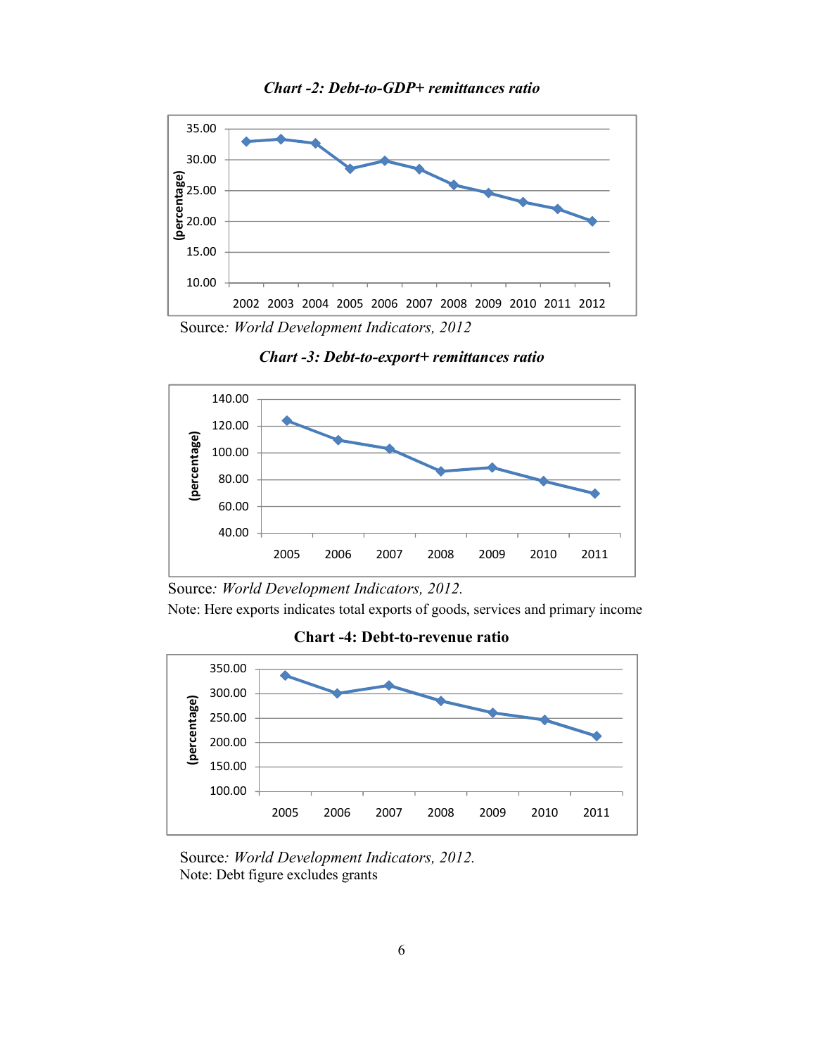***Chart -2: Debt-to-GDP+ remittances ratio***

Source*: World Development Indicators, 2012*

***Chart -3: Debt-to-export+ remittances ratio***

Source*: World Development Indicators, 2012.*

Note: Here exports indicates total exports of goods, services and primary income

**Chart -4: Debt-to-revenue ratio**

Source*: World Development Indicators, 2012.*

Note: Debt figure excludes grants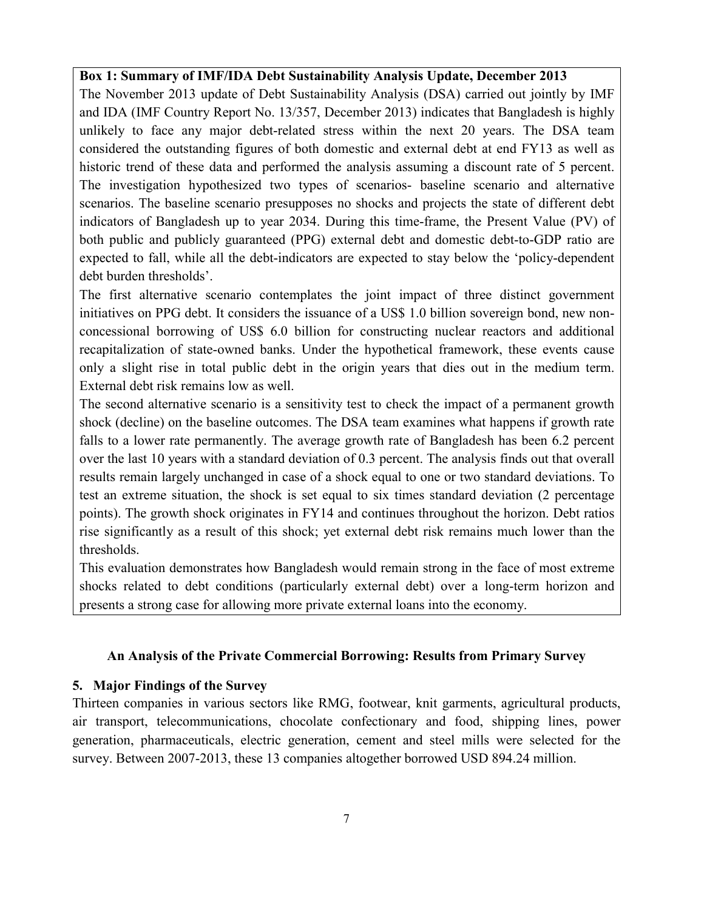**Box 1: Summary of IMF/IDA Debt Sustainability Analysis Update, December 2013**

The November 2013 update of Debt Sustainability Analysis (DSA) carried out jointly by IMF and IDA (IMF Country Report No. 13/357, December 2013) indicates that Bangladesh is highly unlikely to face any major debt-related stress within the next 20 years. The DSA team considered the outstanding figures of both domestic and external debt at end FY13 as well as historic trend of these data and performed the analysis assuming a discount rate of 5 percent. The investigation hypothesized two types of scenarios- baseline scenario and alternative scenarios. The baseline scenario presupposes no shocks and projects the state of different debt indicators of Bangladesh up to year 2034. During this time-frame, the Present Value (PV) of both public and publicly guaranteed (PPG) external debt and domestic debt-to-GDP ratio are expected to fall, while all the debt-indicators are expected to stay below the 'policy-dependent debt burden thresholds'.

The first alternative scenario contemplates the joint impact of three distinct government initiatives on PPG debt. It considers the issuance of a US$ 1.0 billion sovereign bond, new non-concessional borrowing of US$ 6.0 billion for constructing nuclear reactors and additional recapitalization of state-owned banks. Under the hypothetical framework, these events cause only a slight rise in total public debt in the origin years that dies out in the medium term. External debt risk remains low as well.

The second alternative scenario is a sensitivity test to check the impact of a permanent growth shock (decline) on the baseline outcomes. The DSA team examines what happens if growth rate falls to a lower rate permanently. The average growth rate of Bangladesh has been 6.2 percent over the last 10 years with a standard deviation of 0.3 percent. The analysis finds out that overall results remain largely unchanged in case of a shock equal to one or two standard deviations. To test an extreme situation, the shock is set equal to six times standard deviation (2 percentage points). The growth shock originates in FY14 and continues throughout the horizon. Debt ratios rise significantly as a result of this shock; yet external debt risk remains much lower than the thresholds.

This evaluation demonstrates how Bangladesh would remain strong in the face of most extreme shocks related to debt conditions (particularly external debt) over a long-term horizon and presents a strong case for allowing more private external loans into the economy.

## An Analysis of the Private Commercial Borrowing: Results from Primary Survey

### 5. Major Findings of the Survey

Thirteen companies in various sectors like RMG, footwear, knit garments, agricultural products, air transport, telecommunications, chocolate confectionary and food, shipping lines, power generation, pharmaceuticals, electric generation, cement and steel mills were selected for the survey. Between 2007-2013, these 13 companies altogether borrowed USD 894.24 million.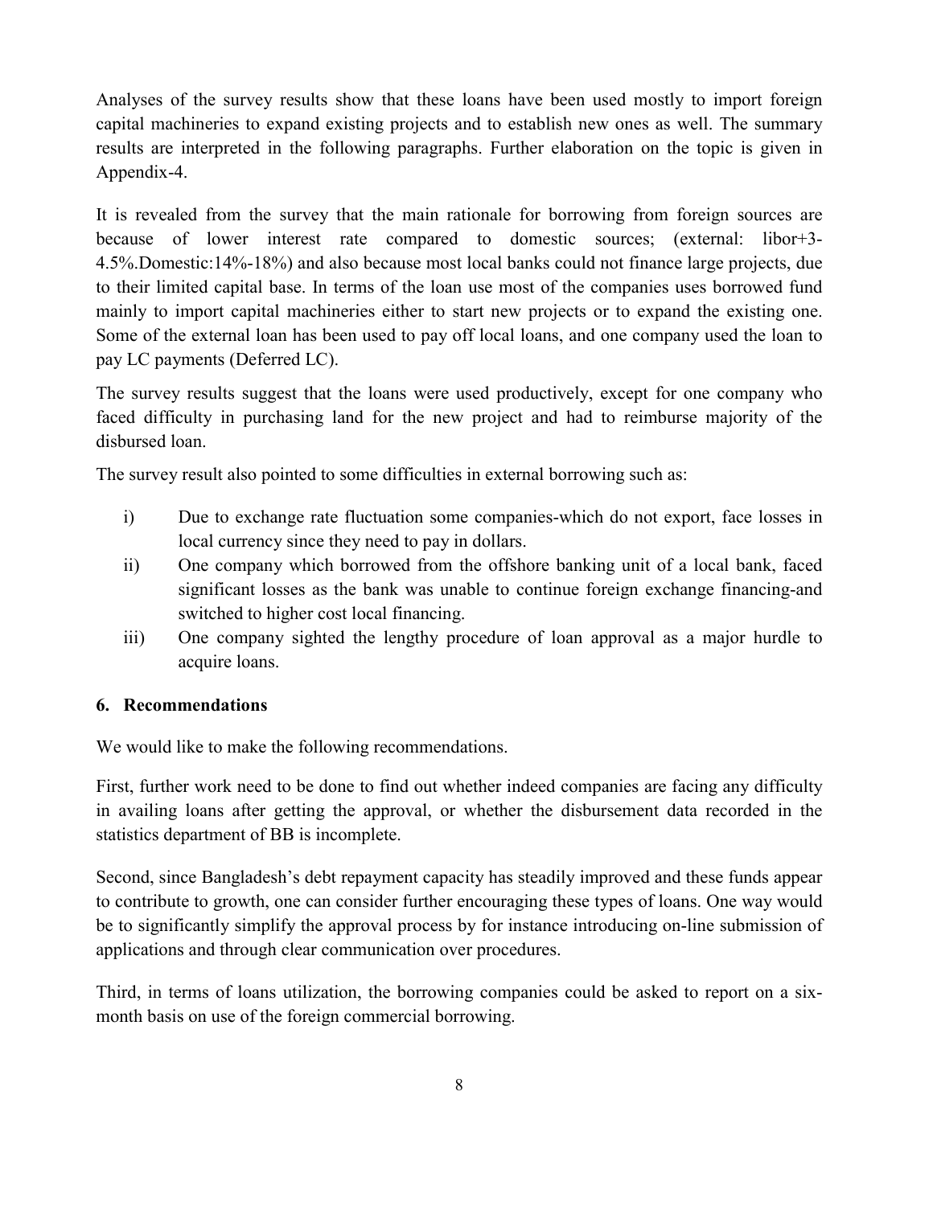Analyses of the survey results show that these loans have been used mostly to import foreign capital machineries to expand existing projects and to establish new ones as well. The summary results are interpreted in the following paragraphs. Further elaboration on the topic is given in Appendix-4.

It is revealed from the survey that the main rationale for borrowing from foreign sources are because of lower interest rate compared to domestic sources; (external: libor+3-4.5%.Domestic:14%-18%) and also because most local banks could not finance large projects, due to their limited capital base. In terms of the loan use most of the companies uses borrowed fund mainly to import capital machineries either to start new projects or to expand the existing one. Some of the external loan has been used to pay off local loans, and one company used the loan to pay LC payments (Deferred LC).

The survey results suggest that the loans were used productively, except for one company who faced difficulty in purchasing land for the new project and had to reimburse majority of the disbursed loan.

The survey result also pointed to some difficulties in external borrowing such as:

i) Due to exchange rate fluctuation some companies-which do not export, face losses in local currency since they need to pay in dollars.
ii) One company which borrowed from the offshore banking unit of a local bank, faced significant losses as the bank was unable to continue foreign exchange financing-and switched to higher cost local financing.
iii) One company sighted the lengthy procedure of loan approval as a major hurdle to acquire loans.

## 6. Recommendations

We would like to make the following recommendations.

First, further work need to be done to find out whether indeed companies are facing any difficulty in availing loans after getting the approval, or whether the disbursement data recorded in the statistics department of BB is incomplete.

Second, since Bangladesh's debt repayment capacity has steadily improved and these funds appear to contribute to growth, one can consider further encouraging these types of loans. One way would be to significantly simplify the approval process by for instance introducing on-line submission of applications and through clear communication over procedures.

Third, in terms of loans utilization, the borrowing companies could be asked to report on a six-month basis on use of the foreign commercial borrowing.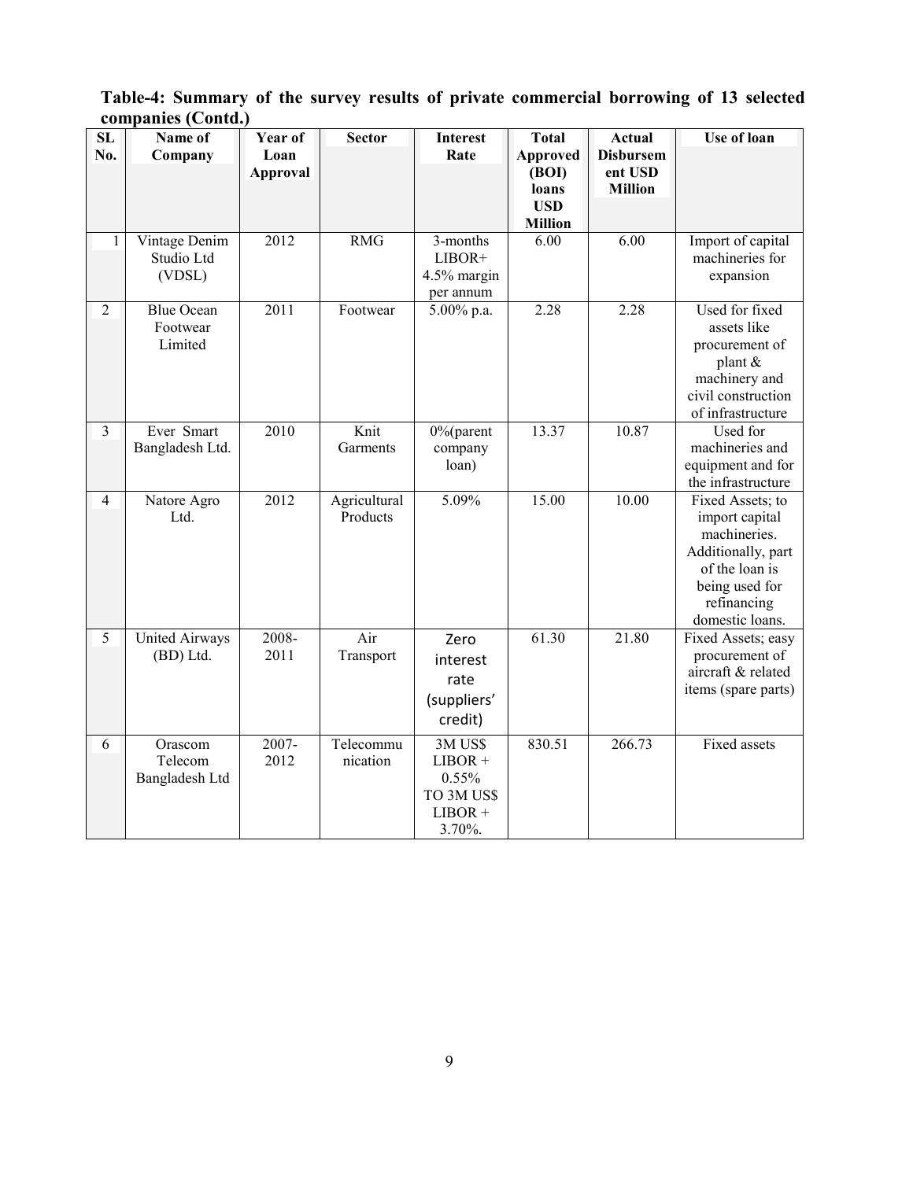**Table-4: Summary of the survey results of private commercial borrowing of 13 selected companies (Contd.)**

| SL No. | Name of Company | Year of Loan Approval | Sector | Interest Rate | Total Approved (BOI) loans USD Million | Actual Disbursement USD Million | Use of loan |
|---|---|---|---|---|---|---|---|
| 1 | Vintage Denim Studio Ltd (VDSL) | 2012 | RMG | 3-months LIBOR+ 4.5% margin per annum | 6.00 | 6.00 | Import of capital machineries for expansion |
| 2 | Blue Ocean Footwear Limited | 2011 | Footwear | 5.00% p.a. | 2.28 | 2.28 | Used for fixed assets like procurement of plant & machinery and civil construction of infrastructure |
| 3 | Ever Smart Bangladesh Ltd. | 2010 | Knit Garments | 0%(parent company loan) | 13.37 | 10.87 | Used for machineries and equipment and for the infrastructure |
| 4 | Natore Agro Ltd. | 2012 | Agricultural Products | 5.09% | 15.00 | 10.00 | Fixed Assets; to import capital machineries. Additionally, part of the loan is being used for refinancing domestic loans. |
| 5 | United Airways (BD) Ltd. | 2008-2011 | Air Transport | Zero interest rate (suppliers' credit) | 61.30 | 21.80 | Fixed Assets; easy procurement of aircraft & related items (spare parts) |
| 6 | Orascom Telecom Bangladesh Ltd | 2007-2012 | Telecommunication | 3M US$ LIBOR + 0.55% TO 3M US$ LIBOR + 3.70%. | 830.51 | 266.73 | Fixed assets |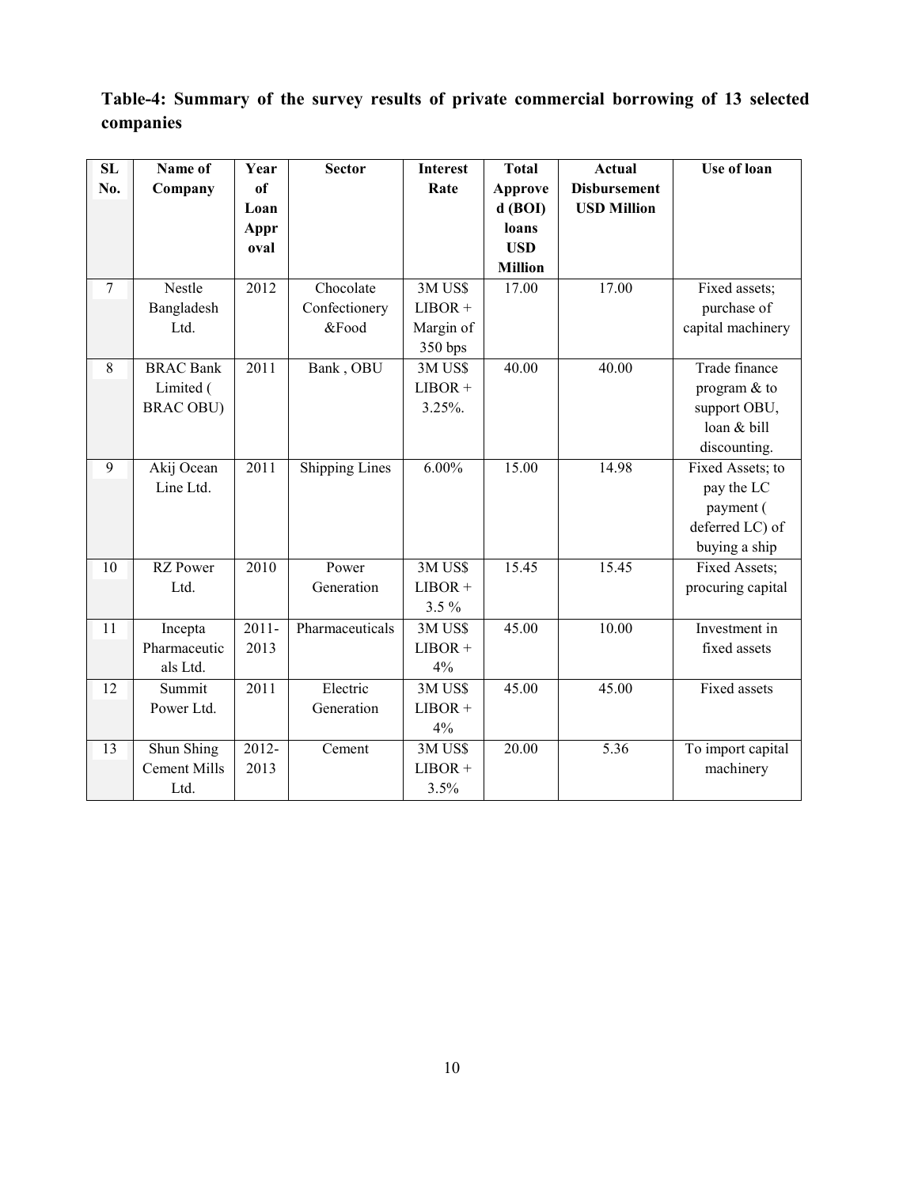**Table-4: Summary of the survey results of private commercial borrowing of 13 selected companies**

| SL No. | Name of Company | Year of Loan Approval | Sector | Interest Rate | Total Approved (BOI) loans USD Million | Actual Disbursement USD Million | Use of loan |
|---|---|---|---|---|---|---|---|
| 7 | Nestle Bangladesh Ltd. | 2012 | Chocolate Confectionery &Food | 3M US$ LIBOR + Margin of 350 bps | 17.00 | 17.00 | Fixed assets; purchase of capital machinery |
| 8 | BRAC Bank Limited ( BRAC OBU) | 2011 | Bank , OBU | 3M US$ LIBOR + 3.25%. | 40.00 | 40.00 | Trade finance program & to support OBU, loan & bill discounting. |
| 9 | Akij Ocean Line Ltd. | 2011 | Shipping Lines | 6.00% | 15.00 | 14.98 | Fixed Assets; to pay the LC payment ( deferred LC) of buying a ship |
| 10 | RZ Power Ltd. | 2010 | Power Generation | 3M US$ LIBOR + 3.5 % | 15.45 | 15.45 | Fixed Assets; procuring capital |
| 11 | Incepta Pharmaceuticals Ltd. | 2011-2013 | Pharmaceuticals | 3M US$ LIBOR + 4% | 45.00 | 10.00 | Investment in fixed assets |
| 12 | Summit Power Ltd. | 2011 | Electric Generation | 3M US$ LIBOR + 4% | 45.00 | 45.00 | Fixed assets |
| 13 | Shun Shing Cement Mills Ltd. | 2012-2013 | Cement | 3M US$ LIBOR + 3.5% | 20.00 | 5.36 | To import capital machinery |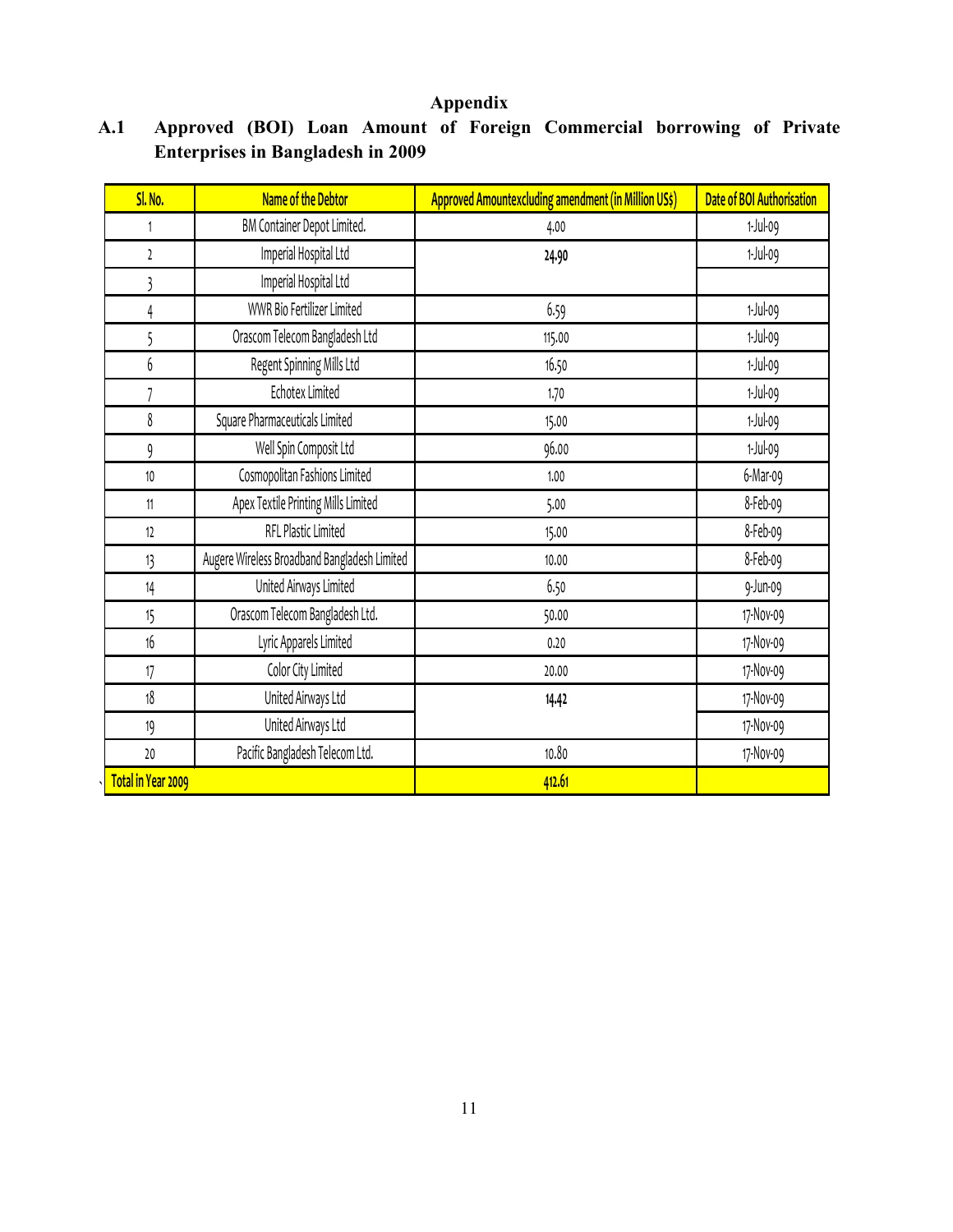# Appendix

## A.1 Approved (BOI) Loan Amount of Foreign Commercial borrowing of Private Enterprises in Bangladesh in 2009

| Sl. No. | Name of the Debtor | Approved Amountexcluding amendment (in Million US$) | Date of BOI Authorisation |
|---|---|---|---|
| 1 | BM Container Depot Limited. | 4.00 | 1-Jul-09 |
| 2 | Imperial Hospital Ltd | 24.90 | 1-Jul-09 |
| 3 | Imperial Hospital Ltd | | |
| 4 | WWR Bio Fertilizer Limited | 6.59 | 1-Jul-09 |
| 5 | Orascom Telecom Bangladesh Ltd | 115.00 | 1-Jul-09 |
| 6 | Regent Spinning Mills Ltd | 16.50 | 1-Jul-09 |
| 7 | Echotex Limited | 1.70 | 1-Jul-09 |
| 8 | Square Pharmaceuticals Limited | 15.00 | 1-Jul-09 |
| 9 | Well Spin Composit Ltd | 96.00 | 1-Jul-09 |
| 10 | Cosmopolitan Fashions Limited | 1.00 | 6-Mar-09 |
| 11 | Apex Textile Printing Mills Limited | 5.00 | 8-Feb-09 |
| 12 | RFL Plastic Limited | 15.00 | 8-Feb-09 |
| 13 | Augere Wireless Broadband Bangladesh Limited | 10.00 | 8-Feb-09 |
| 14 | United Airways Limited | 6.50 | 9-Jun-09 |
| 15 | Orascom Telecom Bangladesh Ltd. | 50.00 | 17-Nov-09 |
| 16 | Lyric Apparels Limited | 0.20 | 17-Nov-09 |
| 17 | Color City Limited | 20.00 | 17-Nov-09 |
| 18 | United Airways Ltd | 14.42 | 17-Nov-09 |
| 19 | United Airways Ltd | | 17-Nov-09 |
| 20 | Pacific Bangladesh Telecom Ltd. | 10.80 | 17-Nov-09 |
| **Total in Year 2009** | | **412.61** | |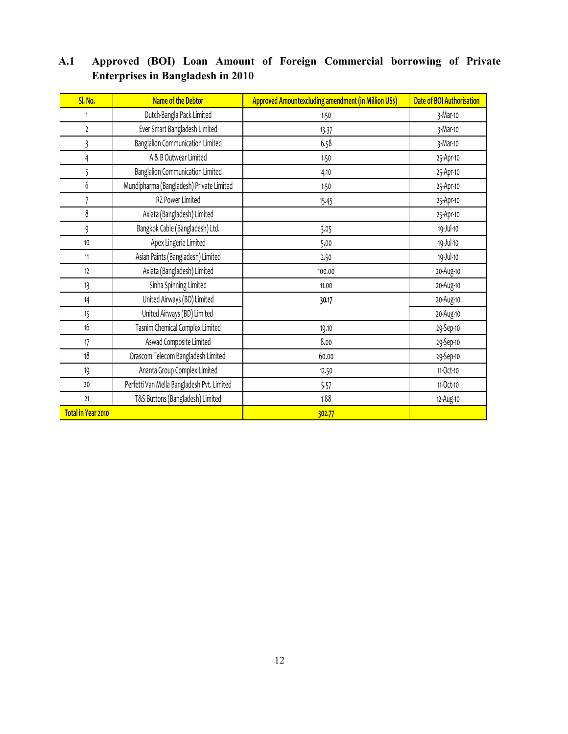## A.1 Approved (BOI) Loan Amount of Foreign Commercial borrowing of Private Enterprises in Bangladesh in 2010

| Sl. No. | Name of the Debtor | Approved Amountexcluding amendment (in Million US$) | Date of BOI Authorisation |
|---|---|---|---|
| 1 | Dutch-Bangla Pack Limited | 1.50 | 3-Mar-10 |
| 2 | Ever Smart Bangladesh Limited | 13.37 | 3-Mar-10 |
| 3 | Banglalion Communication Limited | 6.58 | 3-Mar-10 |
| 4 | A & B Outwear Limited | 1.50 | 25-Apr-10 |
| 5 | Banglalion Communication Limited | 4.10 | 25-Apr-10 |
| 6 | Mundipharma (Bangladesh) Private Limited | 1.50 | 25-Apr-10 |
| 7 | RZ Power Limited | 15.45 | 25-Apr-10 |
| 8 | Axiata (Bangladesh) Limited | | 25-Apr-10 |
| 9 | Bangkok Cable (Bangladesh) Ltd. | 3.05 | 19-Jul-10 |
| 10 | Apex Lingerie Limited | 5.00 | 19-Jul-10 |
| 11 | Asian Paints (Bangladesh) Limited | 2.50 | 19-Jul-10 |
| 12 | Axiata (Bangladesh) Limited | 100.00 | 20-Aug-10 |
| 13 | Sinha Spinning Limited | 11.00 | 20-Aug-10 |
| 14 | United Airways (BD) Limited | 30.17 | 20-Aug-10 |
| 15 | United Airways (BD) Limited | | 20-Aug-10 |
| 16 | Tasnim Chemical Complex Limited | 19.10 | 29-Sep-10 |
| 17 | Aswad Composite Limited | 8.00 | 29-Sep-10 |
| 18 | Orascom Telecom Bangladesh Limited | 60.00 | 29-Sep-10 |
| 19 | Ananta Group Complex Limited | 12.50 | 11-Oct-10 |
| 20 | Perfetti Van Mella Bangladesh Pvt. Limited | 5.57 | 11-Oct-10 |
| 21 | T&S Buttons (Bangladesh) Limited | 1.88 | 12-Aug-10 |
| **Total in Year 2010** | | **302.77** | |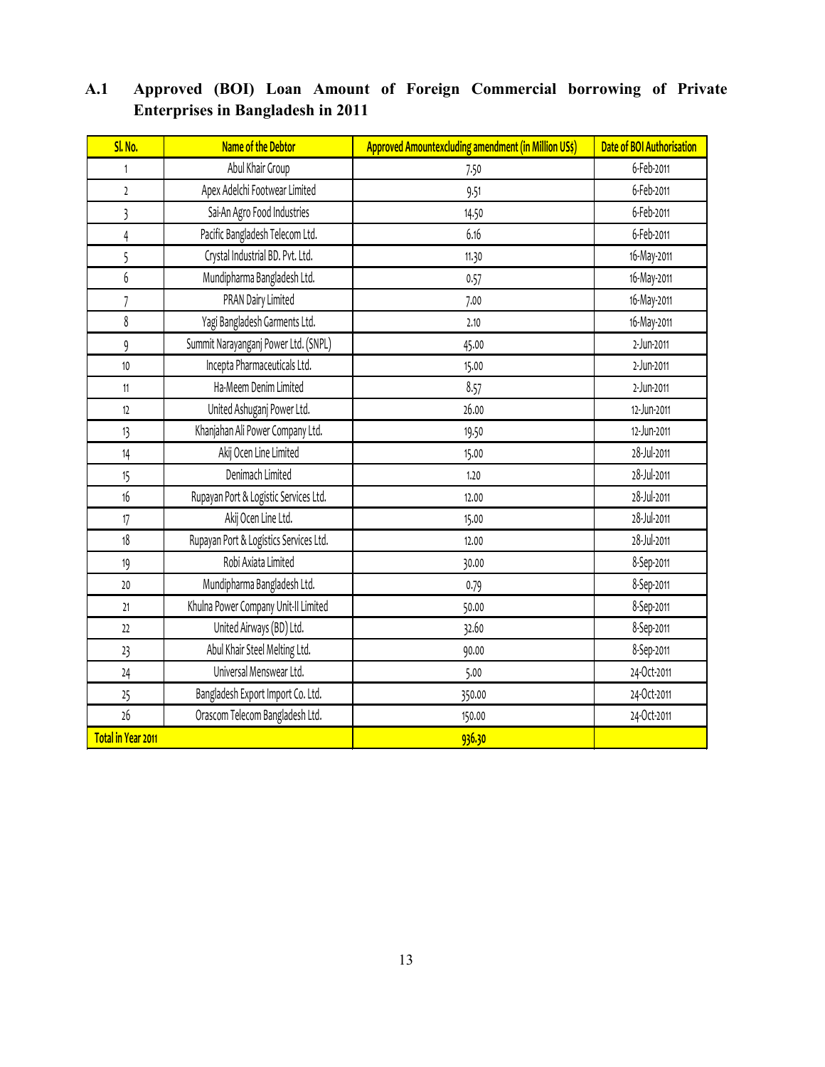## A.1 Approved (BOI) Loan Amount of Foreign Commercial borrowing of Private Enterprises in Bangladesh in 2011

| Sl. No. | Name of the Debtor | Approved Amountexcluding amendment (in Million US$) | Date of BOI Authorisation |
|---|---|---|---|
| 1 | Abul Khair Group | 7.50 | 6-Feb-2011 |
| 2 | Apex Adelchi Footwear Limited | 9.51 | 6-Feb-2011 |
| 3 | Sai-An Agro Food Industries | 14.50 | 6-Feb-2011 |
| 4 | Pacific Bangladesh Telecom Ltd. | 6.16 | 6-Feb-2011 |
| 5 | Crystal Industrial BD. Pvt. Ltd. | 11.30 | 16-May-2011 |
| 6 | Mundipharma Bangladesh Ltd. | 0.57 | 16-May-2011 |
| 7 | PRAN Dairy Limited | 7.00 | 16-May-2011 |
| 8 | Yagi Bangladesh Garments Ltd. | 2.10 | 16-May-2011 |
| 9 | Summit Narayanganj Power Ltd. (SNPL) | 45.00 | 2-Jun-2011 |
| 10 | Incepta Pharmaceuticals Ltd. | 15.00 | 2-Jun-2011 |
| 11 | Ha-Meem Denim Limited | 8.57 | 2-Jun-2011 |
| 12 | United Ashuganj Power Ltd. | 26.00 | 12-Jun-2011 |
| 13 | Khanjahan Ali Power Company Ltd. | 19.50 | 12-Jun-2011 |
| 14 | Akij Ocen Line Limited | 15.00 | 28-Jul-2011 |
| 15 | Denimach Limited | 1.20 | 28-Jul-2011 |
| 16 | Rupayan Port & Logistic Services Ltd. | 12.00 | 28-Jul-2011 |
| 17 | Akij Ocen Line Ltd. | 15.00 | 28-Jul-2011 |
| 18 | Rupayan Port & Logistics Services Ltd. | 12.00 | 28-Jul-2011 |
| 19 | Robi Axiata Limited | 30.00 | 8-Sep-2011 |
| 20 | Mundipharma Bangladesh Ltd. | 0.79 | 8-Sep-2011 |
| 21 | Khulna Power Company Unit-II Limited | 50.00 | 8-Sep-2011 |
| 22 | United Airways (BD) Ltd. | 32.60 | 8-Sep-2011 |
| 23 | Abul Khair Steel Melting Ltd. | 90.00 | 8-Sep-2011 |
| 24 | Universal Menswear Ltd. | 5.00 | 24-Oct-2011 |
| 25 | Bangladesh Export Import Co. Ltd. | 350.00 | 24-Oct-2011 |
| 26 | Orascom Telecom Bangladesh Ltd. | 150.00 | 24-Oct-2011 |
| **Total in Year 2011** | | **936.30** | |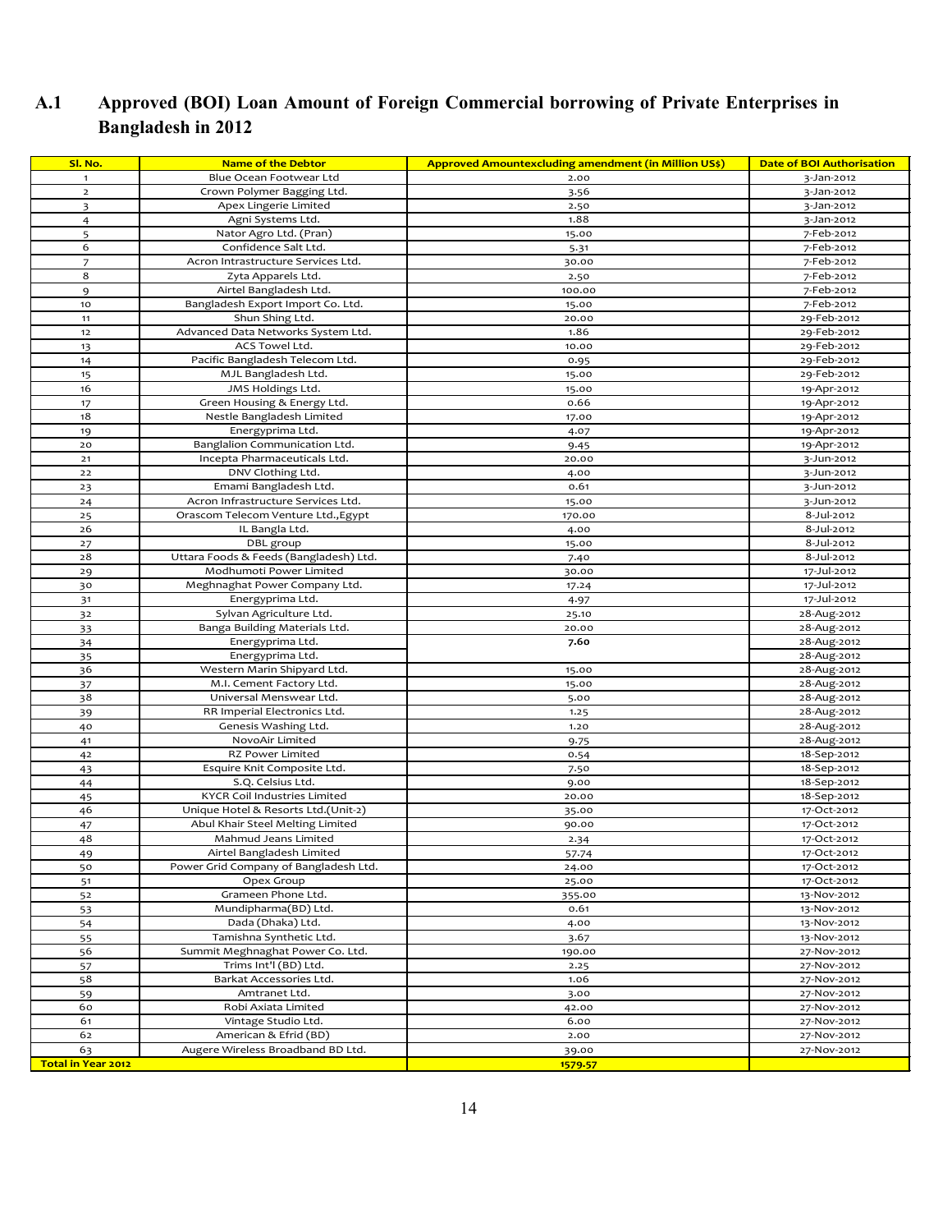## A.1 Approved (BOI) Loan Amount of Foreign Commercial borrowing of Private Enterprises in Bangladesh in 2012

| Sl. No. | Name of the Debtor | Approved Amountexcluding amendment (in Million US$) | Date of BOI Authorisation |
|---|---|---|---|
| 1 | Blue Ocean Footwear Ltd | 2.00 | 3-Jan-2012 |
| 2 | Crown Polymer Bagging Ltd. | 3.56 | 3-Jan-2012 |
| 3 | Apex Lingerie Limited | 2.50 | 3-Jan-2012 |
| 4 | Agni Systems Ltd. | 1.88 | 3-Jan-2012 |
| 5 | Nator Agro Ltd. (Pran) | 15.00 | 7-Feb-2012 |
| 6 | Confidence Salt Ltd. | 5.31 | 7-Feb-2012 |
| 7 | Acron Intrastructure Services Ltd. | 30.00 | 7-Feb-2012 |
| 8 | Zyta Apparels Ltd. | 2.50 | 7-Feb-2012 |
| 9 | Airtel Bangladesh Ltd. | 100.00 | 7-Feb-2012 |
| 10 | Bangladesh Export Import Co. Ltd. | 15.00 | 7-Feb-2012 |
| 11 | Shun Shing Ltd. | 20.00 | 29-Feb-2012 |
| 12 | Advanced Data Networks System Ltd. | 1.86 | 29-Feb-2012 |
| 13 | ACS Towel Ltd. | 10.00 | 29-Feb-2012 |
| 14 | Pacific Bangladesh Telecom Ltd. | 0.95 | 29-Feb-2012 |
| 15 | MJL Bangladesh Ltd. | 15.00 | 29-Feb-2012 |
| 16 | JMS Holdings Ltd. | 15.00 | 19-Apr-2012 |
| 17 | Green Housing & Energy Ltd. | 0.66 | 19-Apr-2012 |
| 18 | Nestle Bangladesh Limited | 17.00 | 19-Apr-2012 |
| 19 | Energyprima Ltd. | 4.07 | 19-Apr-2012 |
| 20 | Banglalion Communication Ltd. | 9.45 | 19-Apr-2012 |
| 21 | Incepta Pharmaceuticals Ltd. | 20.00 | 3-Jun-2012 |
| 22 | DNV Clothing Ltd. | 4.00 | 3-Jun-2012 |
| 23 | Emami Bangladesh Ltd. | 0.61 | 3-Jun-2012 |
| 24 | Acron Infrastructure Services Ltd. | 15.00 | 3-Jun-2012 |
| 25 | Orascom Telecom Venture Ltd.,Egypt | 170.00 | 8-Jul-2012 |
| 26 | IL Bangla Ltd. | 4.00 | 8-Jul-2012 |
| 27 | DBL group | 15.00 | 8-Jul-2012 |
| 28 | Uttara Foods & Feeds (Bangladesh) Ltd. | 7.40 | 8-Jul-2012 |
| 29 | Modhumoti Power Limited | 30.00 | 17-Jul-2012 |
| 30 | Meghnaghat Power Company Ltd. | 17.24 | 17-Jul-2012 |
| 31 | Energyprima Ltd. | 4.97 | 17-Jul-2012 |
| 32 | Sylvan Agriculture Ltd. | 25.10 | 28-Aug-2012 |
| 33 | Banga Building Materials Ltd. | 20.00 | 28-Aug-2012 |
| 34 | Energyprima Ltd. | **7.60** | 28-Aug-2012 |
| 35 | Energyprima Ltd. | | 28-Aug-2012 |
| 36 | Western Marin Shipyard Ltd. | 15.00 | 28-Aug-2012 |
| 37 | M.I. Cement Factory Ltd. | 15.00 | 28-Aug-2012 |
| 38 | Universal Menswear Ltd. | 5.00 | 28-Aug-2012 |
| 39 | RR Imperial Electronics Ltd. | 1.25 | 28-Aug-2012 |
| 40 | Genesis Washing Ltd. | 1.20 | 28-Aug-2012 |
| 41 | NovoAir Limited | 9.75 | 28-Aug-2012 |
| 42 | RZ Power Limited | 0.54 | 18-Sep-2012 |
| 43 | Esquire Knit Composite Ltd. | 7.50 | 18-Sep-2012 |
| 44 | S.Q. Celsius Ltd. | 9.00 | 18-Sep-2012 |
| 45 | KYCR Coil Industries Limited | 20.00 | 18-Sep-2012 |
| 46 | Unique Hotel & Resorts Ltd.(Unit-2) | 35.00 | 17-Oct-2012 |
| 47 | Abul Khair Steel Melting Limited | 90.00 | 17-Oct-2012 |
| 48 | Mahmud Jeans Limited | 2.34 | 17-Oct-2012 |
| 49 | Airtel Bangladesh Limited | 57.74 | 17-Oct-2012 |
| 50 | Power Grid Company of Bangladesh Ltd. | 24.00 | 17-Oct-2012 |
| 51 | Opex Group | 25.00 | 17-Oct-2012 |
| 52 | Grameen Phone Ltd. | 355.00 | 13-Nov-2012 |
| 53 | Mundipharma(BD) Ltd. | 0.61 | 13-Nov-2012 |
| 54 | Dada (Dhaka) Ltd. | 4.00 | 13-Nov-2012 |
| 55 | Tamishna Synthetic Ltd. | 3.67 | 13-Nov-2012 |
| 56 | Summit Meghnaghat Power Co. Ltd. | 190.00 | 27-Nov-2012 |
| 57 | Trims Int'l (BD) Ltd. | 2.25 | 27-Nov-2012 |
| 58 | Barkat Accessories Ltd. | 1.06 | 27-Nov-2012 |
| 59 | Amtranet Ltd. | 3.00 | 27-Nov-2012 |
| 60 | Robi Axiata Limited | 42.00 | 27-Nov-2012 |
| 61 | Vintage Studio Ltd. | 6.00 | 27-Nov-2012 |
| 62 | American & Efrid (BD) | 2.00 | 27-Nov-2012 |
| 63 | Augere Wireless Broadband BD Ltd. | 39.00 | 27-Nov-2012 |
| **Total in Year 2012** | | **1579.57** | |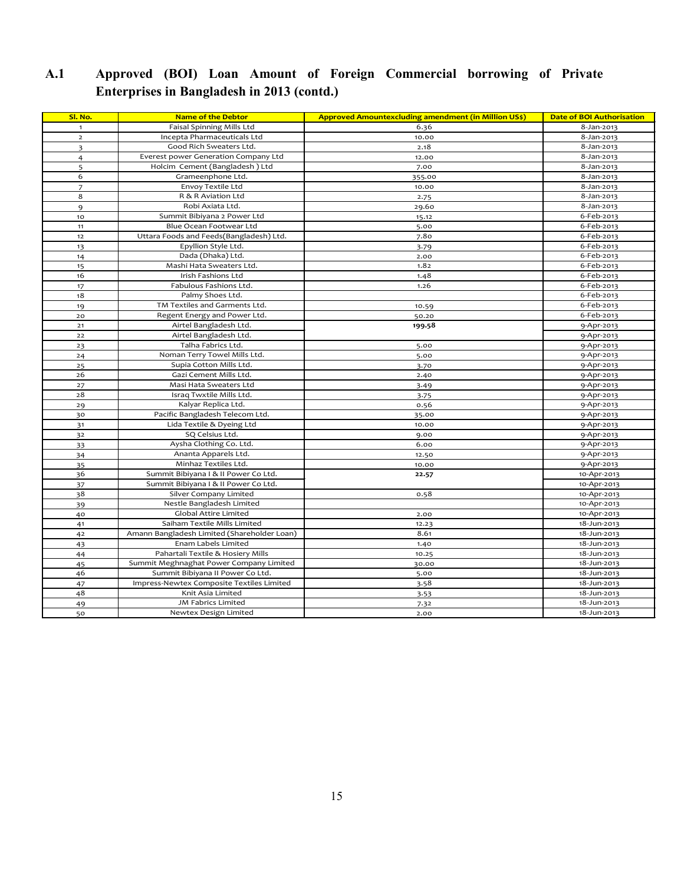## A.1 Approved (BOI) Loan Amount of Foreign Commercial borrowing of Private Enterprises in Bangladesh in 2013 (contd.)

| Sl. No. | Name of the Debtor | Approved Amountexcluding amendment (in Million US$) | Date of BOI Authorisation |
|---|---|---|---|
| 1 | Faisal Spinning Mills Ltd | 6.36 | 8-Jan-2013 |
| 2 | Incepta Pharmaceuticals Ltd | 10.00 | 8-Jan-2013 |
| 3 | Good Rich Sweaters Ltd. | 2.18 | 8-Jan-2013 |
| 4 | Everest power Generation Company Ltd | 12.00 | 8-Jan-2013 |
| 5 | Holcim Cement (Bangladesh ) Ltd | 7.00 | 8-Jan-2013 |
| 6 | Grameenphone Ltd. | 355.00 | 8-Jan-2013 |
| 7 | Envoy Textile Ltd | 10.00 | 8-Jan-2013 |
| 8 | R & R Aviation Ltd | 2.75 | 8-Jan-2013 |
| 9 | Robi Axiata Ltd. | 29.60 | 8-Jan-2013 |
| 10 | Summit Bibiyana 2 Power Ltd | 15.12 | 6-Feb-2013 |
| 11 | Blue Ocean Footwear Ltd | 5.00 | 6-Feb-2013 |
| 12 | Uttara Foods and Feeds(Bangladesh) Ltd. | 7.80 | 6-Feb-2013 |
| 13 | Epyllion Style Ltd. | 3.79 | 6-Feb-2013 |
| 14 | Dada (Dhaka) Ltd. | 2.00 | 6-Feb-2013 |
| 15 | Mashi Hata Sweaters Ltd. | 1.82 | 6-Feb-2013 |
| 16 | Irish Fashions Ltd | 1.48 | 6-Feb-2013 |
| 17 | Fabulous Fashions Ltd. | 1.26 | 6-Feb-2013 |
| 18 | Palmy Shoes Ltd. | | 6-Feb-2013 |
| 19 | TM Textiles and Garments Ltd. | 10.59 | 6-Feb-2013 |
| 20 | Regent Energy and Power Ltd. | 50.20 | 6-Feb-2013 |
| 21 | Airtel Bangladesh Ltd. | **199.58** | 9-Apr-2013 |
| 22 | Airtel Bangladesh Ltd. | | 9-Apr-2013 |
| 23 | Talha Fabrics Ltd. | 5.00 | 9-Apr-2013 |
| 24 | Noman Terry Towel Mills Ltd. | 5.00 | 9-Apr-2013 |
| 25 | Supia Cotton Mills Ltd. | 3.70 | 9-Apr-2013 |
| 26 | Gazi Cement Mills Ltd. | 2.40 | 9-Apr-2013 |
| 27 | Masi Hata Sweaters Ltd | 3.49 | 9-Apr-2013 |
| 28 | Israq Twxtile Mills Ltd. | 3.75 | 9-Apr-2013 |
| 29 | Kalyar Replica Ltd. | 0.56 | 9-Apr-2013 |
| 30 | Pacific Bangladesh Telecom Ltd. | 35.00 | 9-Apr-2013 |
| 31 | Lida Textile & Dyeing Ltd | 10.00 | 9-Apr-2013 |
| 32 | SQ Celsius Ltd. | 9.00 | 9-Apr-2013 |
| 33 | Aysha Clothing Co. Ltd. | 6.00 | 9-Apr-2013 |
| 34 | Ananta Apparels Ltd. | 12.50 | 9-Apr-2013 |
| 35 | Minhaz Textiles Ltd. | 10.00 | 9-Apr-2013 |
| 36 | Summit Bibiyana I & II Power Co Ltd. | **22.57** | 10-Apr-2013 |
| 37 | Summit Bibiyana I & II Power Co Ltd. | | 10-Apr-2013 |
| 38 | Silver Company Limited | 0.58 | 10-Apr-2013 |
| 39 | Nestle Bangladesh Limited | | 10-Apr-2013 |
| 40 | Global Attire Limited | 2.00 | 10-Apr-2013 |
| 41 | Saiham Textile Mills Limited | 12.23 | 18-Jun-2013 |
| 42 | Amann Bangladesh Limited (Shareholder Loan) | 8.61 | 18-Jun-2013 |
| 43 | Enam Labels Limited | 1.40 | 18-Jun-2013 |
| 44 | Pahartali Textile & Hosiery Mills | 10.25 | 18-Jun-2013 |
| 45 | Summit Meghnaghat Power Company Limited | 30.00 | 18-Jun-2013 |
| 46 | Summit Bibiyana II Power Co Ltd. | 5.00 | 18-Jun-2013 |
| 47 | Impress-Newtex Composite Textiles Limited | 3.58 | 18-Jun-2013 |
| 48 | Knit Asia Limited | 3.53 | 18-Jun-2013 |
| 49 | JM Fabrics Limited | 7.32 | 18-Jun-2013 |
| 50 | Newtex Design Limited | 2.00 | 18-Jun-2013 |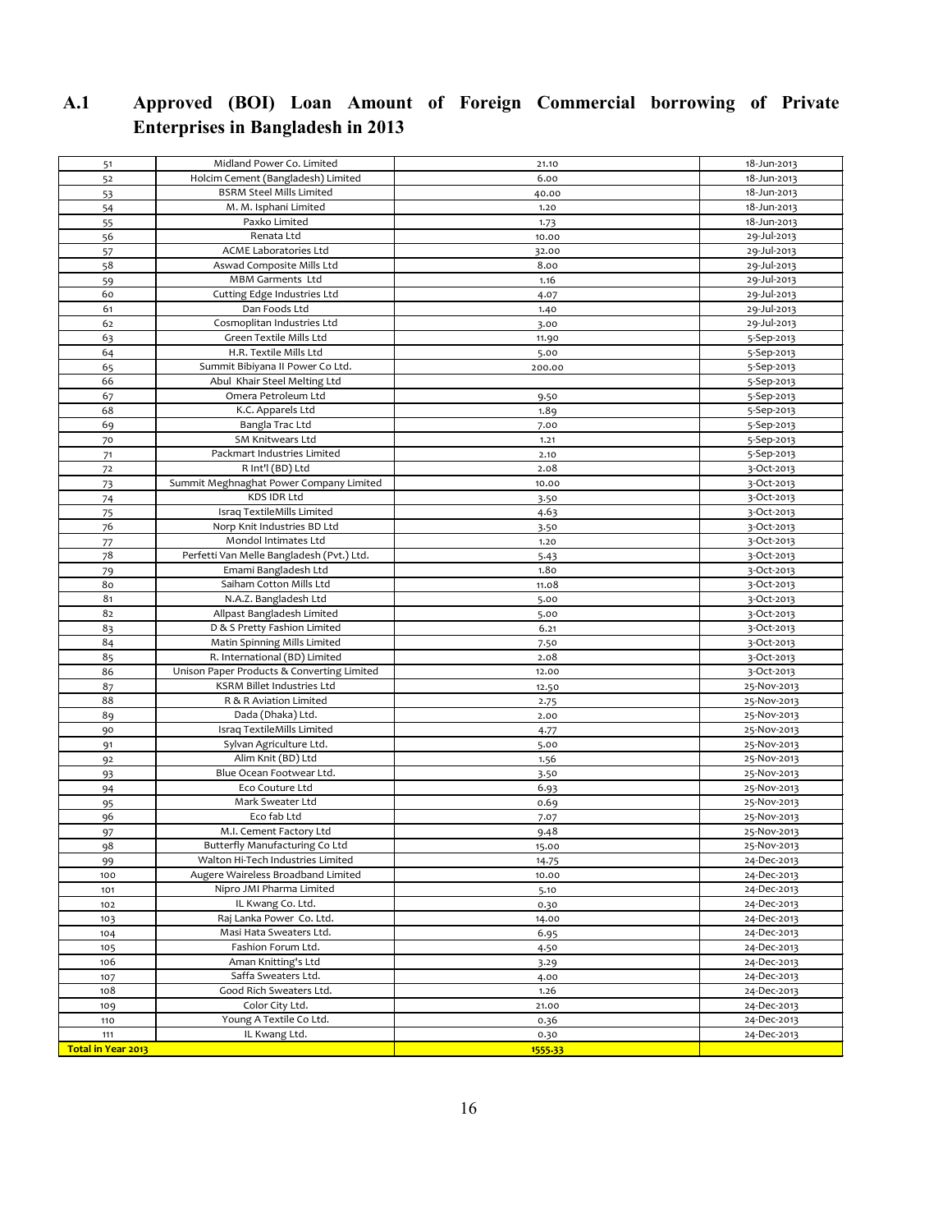## A.1 Approved (BOI) Loan Amount of Foreign Commercial borrowing of Private Enterprises in Bangladesh in 2013

| | | | |
|---|---|---|---|
| 51 | Midland Power Co. Limited | 21.10 | 18-Jun-2013 |
| 52 | Holcim Cement (Bangladesh) Limited | 6.00 | 18-Jun-2013 |
| 53 | BSRM Steel Mills Limited | 40.00 | 18-Jun-2013 |
| 54 | M. M. Isphani Limited | 1.20 | 18-Jun-2013 |
| 55 | Paxko Limited | 1.73 | 18-Jun-2013 |
| 56 | Renata Ltd | 10.00 | 29-Jul-2013 |
| 57 | ACME Laboratories Ltd | 32.00 | 29-Jul-2013 |
| 58 | Aswad Composite Mills Ltd | 8.00 | 29-Jul-2013 |
| 59 | MBM Garments Ltd | 1.16 | 29-Jul-2013 |
| 60 | Cutting Edge Industries Ltd | 4.07 | 29-Jul-2013 |
| 61 | Dan Foods Ltd | 1.40 | 29-Jul-2013 |
| 62 | Cosmoplitan Industries Ltd | 3.00 | 29-Jul-2013 |
| 63 | Green Textile Mills Ltd | 11.90 | 5-Sep-2013 |
| 64 | H.R. Textile Mills Ltd | 5.00 | 5-Sep-2013 |
| 65 | Summit Bibiyana II Power Co Ltd. | 200.00 | 5-Sep-2013 |
| 66 | Abul Khair Steel Melting Ltd | | 5-Sep-2013 |
| 67 | Omera Petroleum Ltd | 9.50 | 5-Sep-2013 |
| 68 | K.C. Apparels Ltd | 1.89 | 5-Sep-2013 |
| 69 | Bangla Trac Ltd | 7.00 | 5-Sep-2013 |
| 70 | SM Knitwears Ltd | 1.21 | 5-Sep-2013 |
| 71 | Packmart Industries Limited | 2.10 | 5-Sep-2013 |
| 72 | R Int'l (BD) Ltd | 2.08 | 3-Oct-2013 |
| 73 | Summit Meghnaghat Power Company Limited | 10.00 | 3-Oct-2013 |
| 74 | KDS IDR Ltd | 3.50 | 3-Oct-2013 |
| 75 | Israq TextileMills Limited | 4.63 | 3-Oct-2013 |
| 76 | Norp Knit Industries BD Ltd | 3.50 | 3-Oct-2013 |
| 77 | Mondol Intimates Ltd | 1.20 | 3-Oct-2013 |
| 78 | Perfetti Van Melle Bangladesh (Pvt.) Ltd. | 5.43 | 3-Oct-2013 |
| 79 | Emami Bangladesh Ltd | 1.80 | 3-Oct-2013 |
| 80 | Saiham Cotton Mills Ltd | 11.08 | 3-Oct-2013 |
| 81 | N.A.Z. Bangladesh Ltd | 5.00 | 3-Oct-2013 |
| 82 | Allpast Bangladesh Limited | 5.00 | 3-Oct-2013 |
| 83 | D & S Pretty Fashion Limited | 6.21 | 3-Oct-2013 |
| 84 | Matin Spinning Mills Limited | 7.50 | 3-Oct-2013 |
| 85 | R. International (BD) Limited | 2.08 | 3-Oct-2013 |
| 86 | Unison Paper Products & Converting Limited | 12.00 | 3-Oct-2013 |
| 87 | KSRM Billet Industries Ltd | 12.50 | 25-Nov-2013 |
| 88 | R & R Aviation Limited | 2.75 | 25-Nov-2013 |
| 89 | Dada (Dhaka) Ltd. | 2.00 | 25-Nov-2013 |
| 90 | Israq TextileMills Limited | 4.77 | 25-Nov-2013 |
| 91 | Sylvan Agriculture Ltd. | 5.00 | 25-Nov-2013 |
| 92 | Alim Knit (BD) Ltd | 1.56 | 25-Nov-2013 |
| 93 | Blue Ocean Footwear Ltd. | 3.50 | 25-Nov-2013 |
| 94 | Eco Couture Ltd | 6.93 | 25-Nov-2013 |
| 95 | Mark Sweater Ltd | 0.69 | 25-Nov-2013 |
| 96 | Eco fab Ltd | 7.07 | 25-Nov-2013 |
| 97 | M.I. Cement Factory Ltd | 9.48 | 25-Nov-2013 |
| 98 | Butterfly Manufacturing Co Ltd | 15.00 | 25-Nov-2013 |
| 99 | Walton Hi-Tech Industries Limited | 14.75 | 24-Dec-2013 |
| 100 | Augere Waireless Broadband Limited | 10.00 | 24-Dec-2013 |
| 101 | Nipro JMI Pharma Limited | 5.10 | 24-Dec-2013 |
| 102 | IL Kwang Co. Ltd. | 0.30 | 24-Dec-2013 |
| 103 | Raj Lanka Power Co. Ltd. | 14.00 | 24-Dec-2013 |
| 104 | Masi Hata Sweaters Ltd. | 6.95 | 24-Dec-2013 |
| 105 | Fashion Forum Ltd. | 4.50 | 24-Dec-2013 |
| 106 | Aman Knitting's Ltd | 3.29 | 24-Dec-2013 |
| 107 | Saffa Sweaters Ltd. | 4.00 | 24-Dec-2013 |
| 108 | Good Rich Sweaters Ltd. | 1.26 | 24-Dec-2013 |
| 109 | Color City Ltd. | 21.00 | 24-Dec-2013 |
| 110 | Young A Textile Co Ltd. | 0.36 | 24-Dec-2013 |
| 111 | IL Kwang Ltd. | 0.30 | 24-Dec-2013 |
| **Total in Year 2013** | | **1555.33** | |